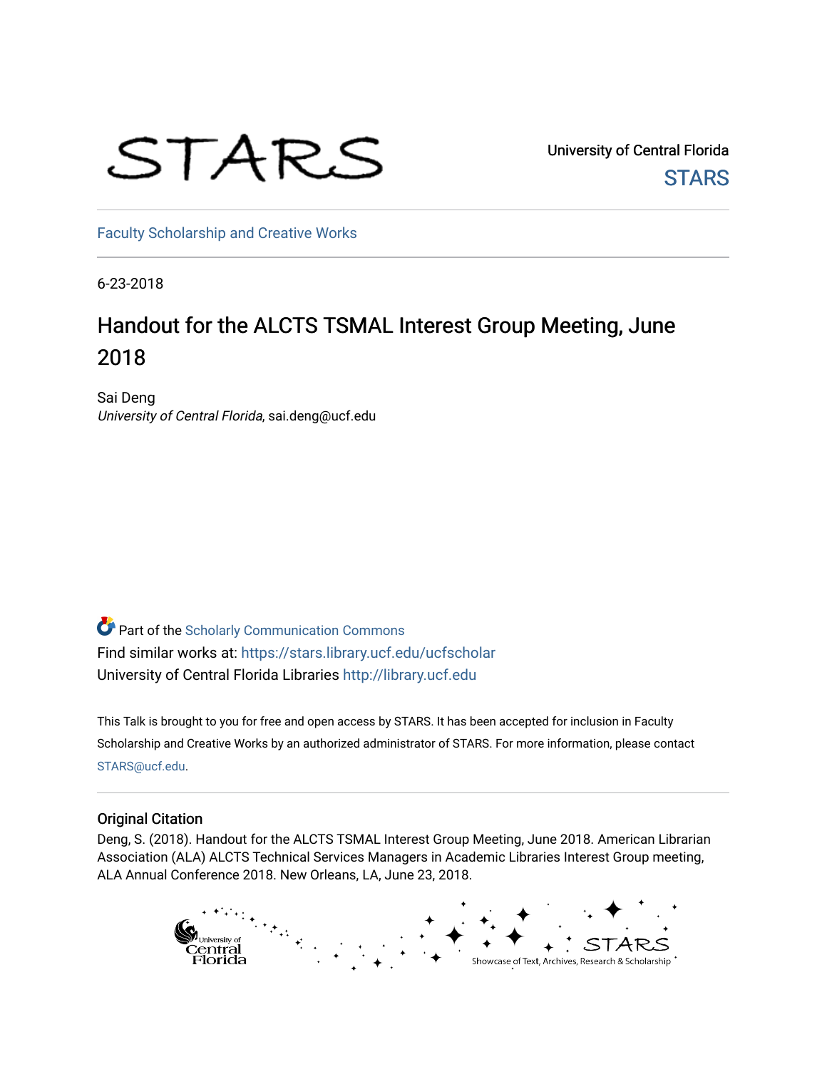STARS

University of Central Florida
STARS

Faculty Scholarship and Creative Works

6-23-2018

# Handout for the ALCTS TSMAL Interest Group Meeting, June 2018

Sai Deng
*University of Central Florida*, sai.deng@ucf.edu

Part of the Scholarly Communication Commons
Find similar works at: https://stars.library.ucf.edu/ucfscholar
University of Central Florida Libraries http://library.ucf.edu

This Talk is brought to you for free and open access by STARS. It has been accepted for inclusion in Faculty Scholarship and Creative Works by an authorized administrator of STARS. For more information, please contact STARS@ucf.edu.

## Original Citation

Deng, S. (2018). Handout for the ALCTS TSMAL Interest Group Meeting, June 2018. American Librarian Association (ALA) ALCTS Technical Services Managers in Academic Libraries Interest Group meeting, ALA Annual Conference 2018. New Orleans, LA, June 23, 2018.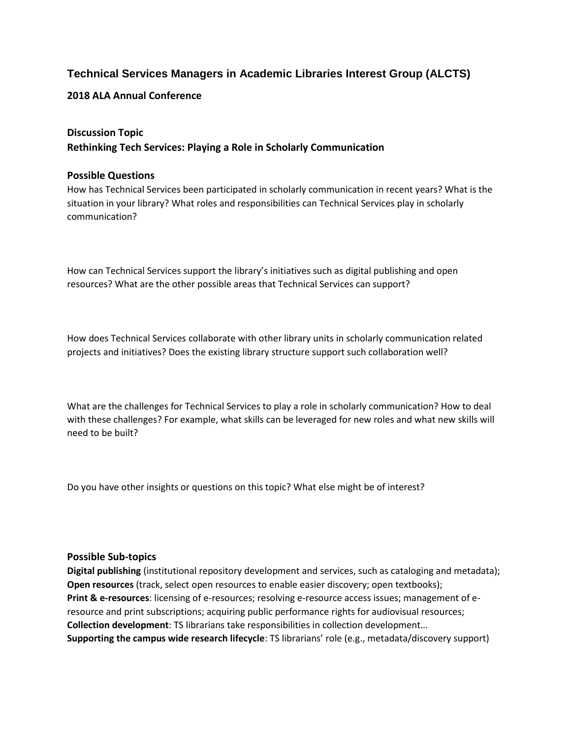## Technical Services Managers in Academic Libraries Interest Group (ALCTS)

### 2018 ALA Annual Conference

### Discussion Topic
### Rethinking Tech Services: Playing a Role in Scholarly Communication

### Possible Questions

How has Technical Services been participated in scholarly communication in recent years? What is the situation in your library? What roles and responsibilities can Technical Services play in scholarly communication?

How can Technical Services support the library's initiatives such as digital publishing and open resources? What are the other possible areas that Technical Services can support?

How does Technical Services collaborate with other library units in scholarly communication related projects and initiatives? Does the existing library structure support such collaboration well?

What are the challenges for Technical Services to play a role in scholarly communication? How to deal with these challenges? For example, what skills can be leveraged for new roles and what new skills will need to be built?

Do you have other insights or questions on this topic? What else might be of interest?

### Possible Sub-topics

**Digital publishing** (institutional repository development and services, such as cataloging and metadata);
**Open resources** (track, select open resources to enable easier discovery; open textbooks);
**Print & e-resources**: licensing of e-resources; resolving e-resource access issues; management of e-resource and print subscriptions; acquiring public performance rights for audiovisual resources;
**Collection development**: TS librarians take responsibilities in collection development…
**Supporting the campus wide research lifecycle**: TS librarians' role (e.g., metadata/discovery support)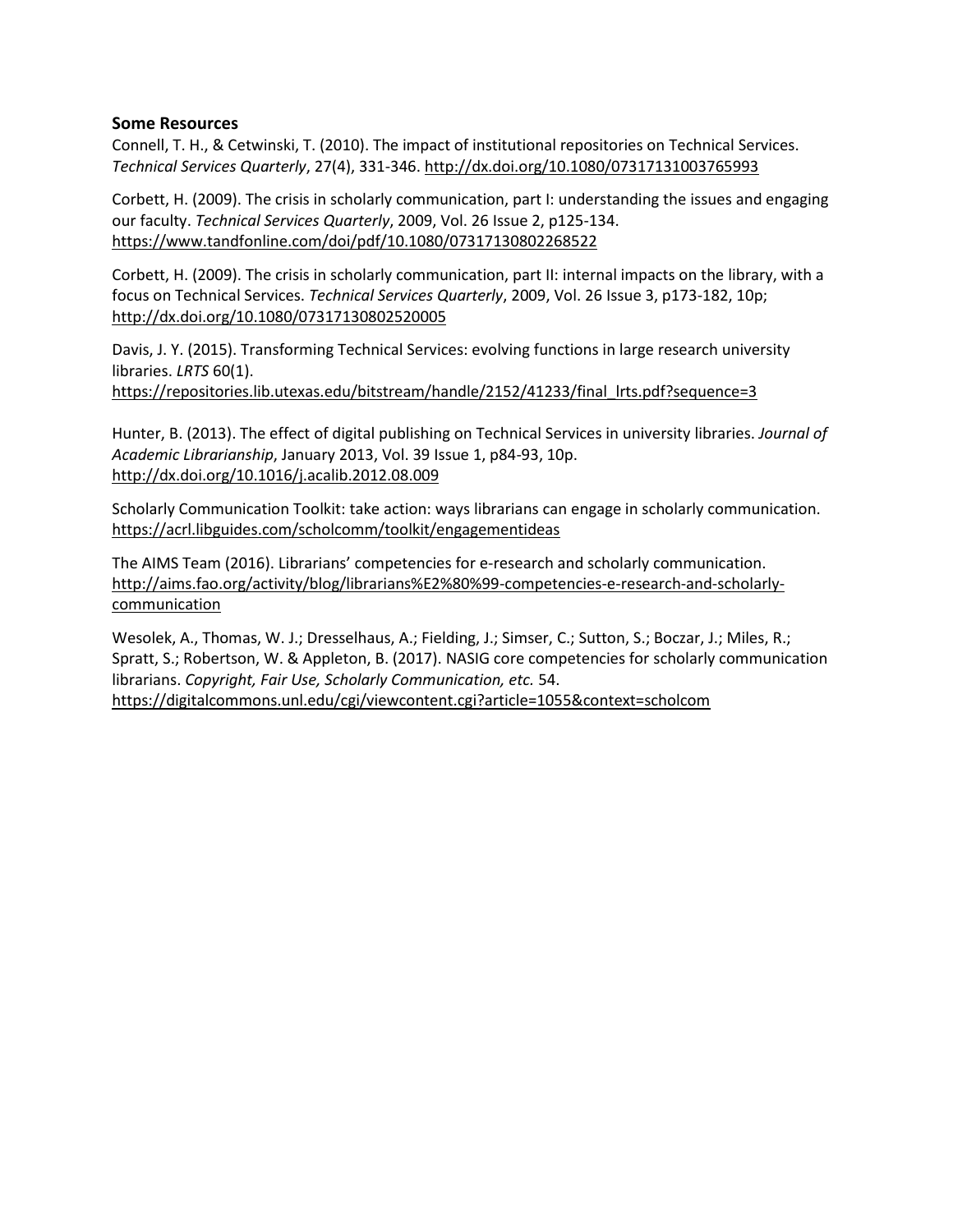### Some Resources

Connell, T. H., & Cetwinski, T. (2010). The impact of institutional repositories on Technical Services. *Technical Services Quarterly*, 27(4), 331-346. http://dx.doi.org/10.1080/07317131003765993

Corbett, H. (2009). The crisis in scholarly communication, part I: understanding the issues and engaging our faculty. *Technical Services Quarterly*, 2009, Vol. 26 Issue 2, p125-134. https://www.tandfonline.com/doi/pdf/10.1080/07317130802268522

Corbett, H. (2009). The crisis in scholarly communication, part II: internal impacts on the library, with a focus on Technical Services. *Technical Services Quarterly*, 2009, Vol. 26 Issue 3, p173-182, 10p; http://dx.doi.org/10.1080/07317130802520005

Davis, J. Y. (2015). Transforming Technical Services: evolving functions in large research university libraries. *LRTS* 60(1). https://repositories.lib.utexas.edu/bitstream/handle/2152/41233/final_lrts.pdf?sequence=3

Hunter, B. (2013). The effect of digital publishing on Technical Services in university libraries. *Journal of Academic Librarianship*, January 2013, Vol. 39 Issue 1, p84-93, 10p. http://dx.doi.org/10.1016/j.acalib.2012.08.009

Scholarly Communication Toolkit: take action: ways librarians can engage in scholarly communication. https://acrl.libguides.com/scholcomm/toolkit/engagementideas

The AIMS Team (2016). Librarians' competencies for e-research and scholarly communication. http://aims.fao.org/activity/blog/librarians%E2%80%99-competencies-e-research-and-scholarly-communication

Wesolek, A., Thomas, W. J.; Dresselhaus, A.; Fielding, J.; Simser, C.; Sutton, S.; Boczar, J.; Miles, R.; Spratt, S.; Robertson, W. & Appleton, B. (2017). NASIG core competencies for scholarly communication librarians. *Copyright, Fair Use, Scholarly Communication, etc.* 54. https://digitalcommons.unl.edu/cgi/viewcontent.cgi?article=1055&context=scholcom